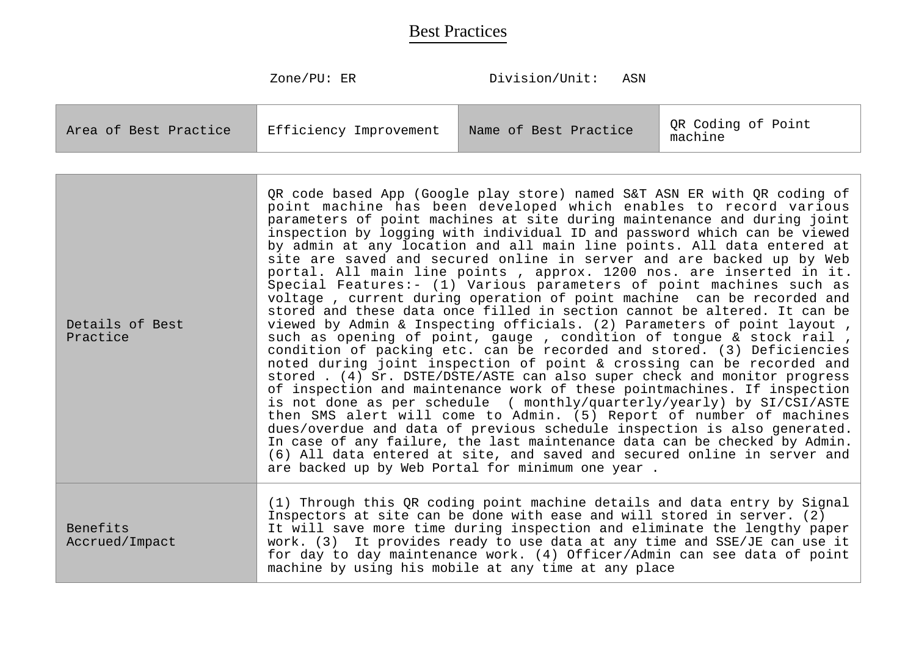# Best Practices

Zone/PU: ER Division/Unit: ASN

| Area of Best Practice | Efficiency Improvement | Name of Best Practice | QR Coding of Point machine |
|---|---|---|---|

| | |
|---|---|
| Details of Best Practice | QR code based App (Google play store) named S&T ASN ER with QR coding of point machine has been developed which enables to record various parameters of point machines at site during maintenance and during joint inspection by logging with individual ID and password which can be viewed by admin at any location and all main line points. All data entered at site are saved and secured online in server and are backed up by Web portal. All main line points , approx. 1200 nos. are inserted in it. Special Features:- (1) Various parameters of point machines such as voltage , current during operation of point machine can be recorded and stored and these data once filled in section cannot be altered. It can be viewed by Admin & Inspecting officials. (2) Parameters of point layout , such as opening of point, gauge , condition of tongue & stock rail , condition of packing etc. can be recorded and stored. (3) Deficiencies noted during joint inspection of point & crossing can be recorded and stored . (4) Sr. DSTE/DSTE/ASTE can also super check and monitor progress of inspection and maintenance work of these pointmachines. If inspection is not done as per schedule ( monthly/quarterly/yearly) by SI/CSI/ASTE then SMS alert will come to Admin. (5) Report of number of machines dues/overdue and data of previous schedule inspection is also generated. In case of any failure, the last maintenance data can be checked by Admin. (6) All data entered at site, and saved and secured online in server and are backed up by Web Portal for minimum one year . |
| Benefits Accrued/Impact | (1) Through this QR coding point machine details and data entry by Signal Inspectors at site can be done with ease and will stored in server. (2) It will save more time during inspection and eliminate the lengthy paper work. (3) It provides ready to use data at any time and SSE/JE can use it for day to day maintenance work. (4) Officer/Admin can see data of point machine by using his mobile at any time at any place |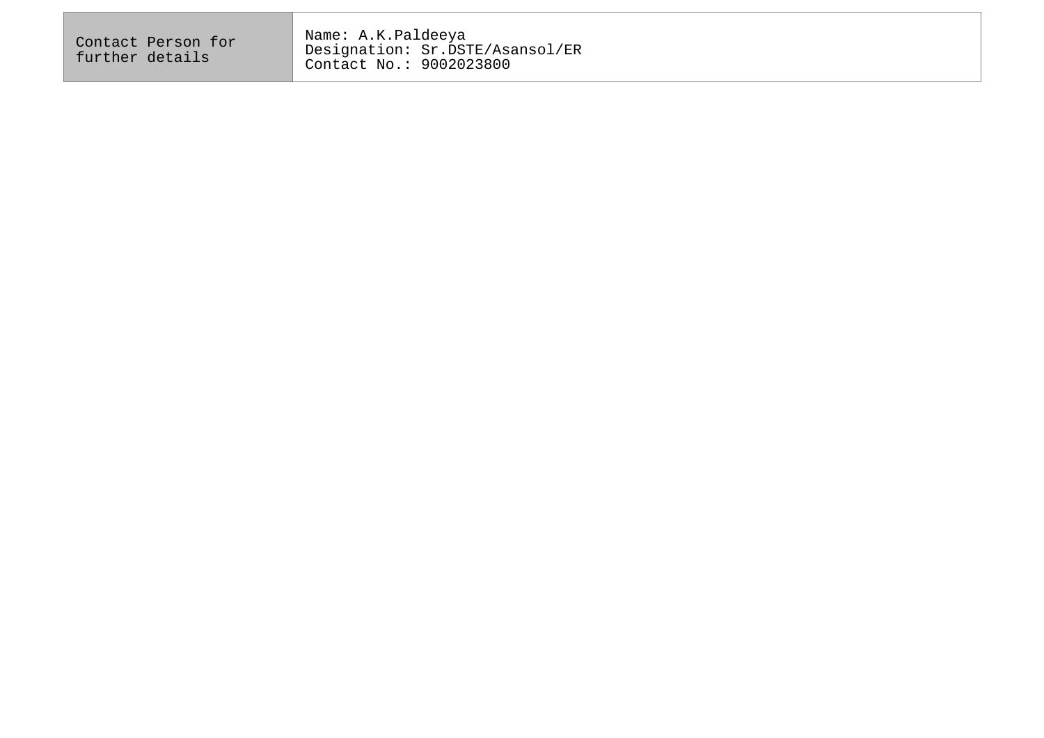| Contact Person for further details | Name: A.K.Paldeeya<br>Designation: Sr.DSTE/Asansol/ER<br>Contact No.: 9002023800 |
|---|---|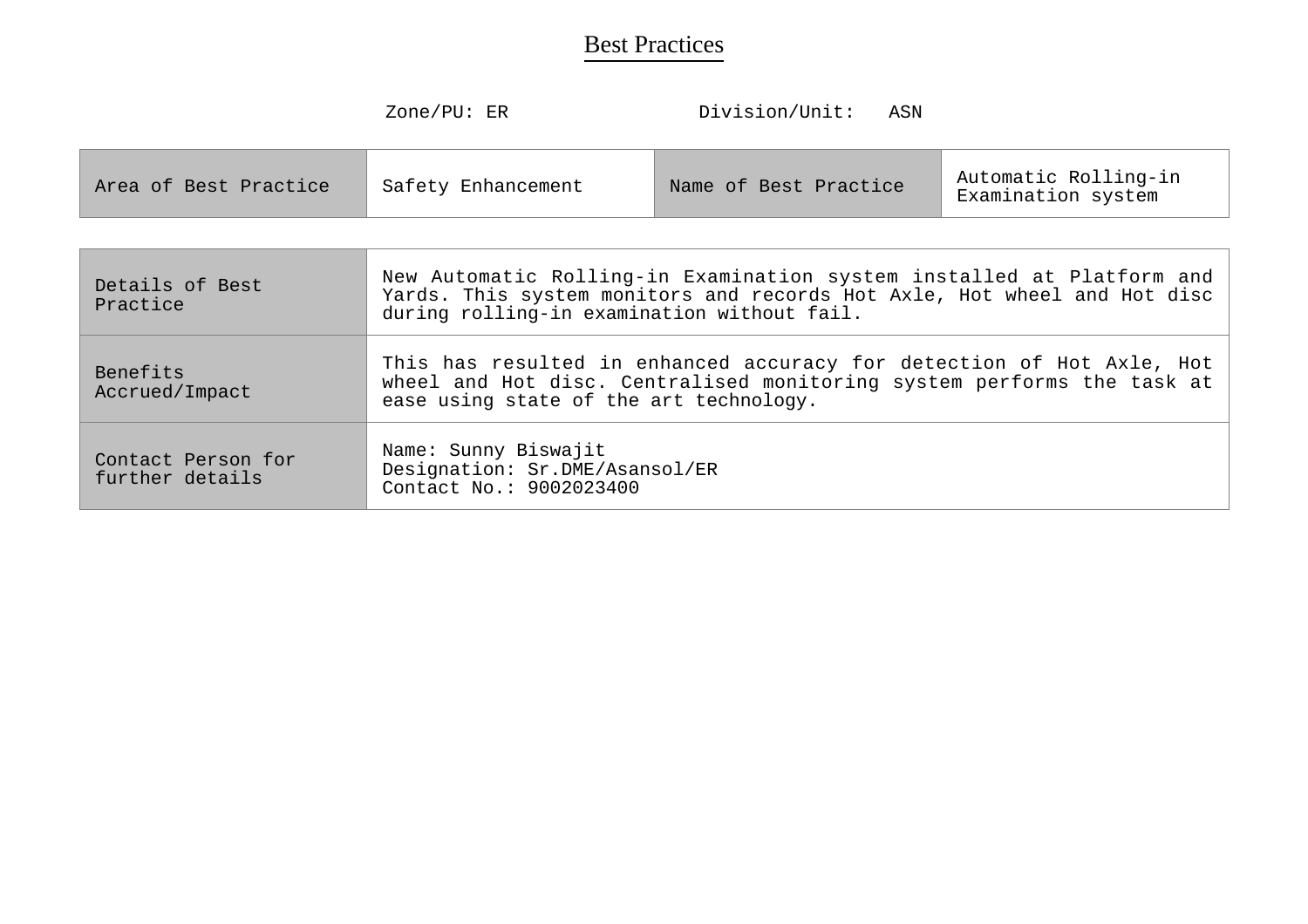# Best Practices

Zone/PU: ER Division/Unit: ASN

| Area of Best Practice | Safety Enhancement | Name of Best Practice | Automatic Rolling-in Examination system |
|---|---|---|---|

| | |
|---|---|
| Details of Best Practice | New Automatic Rolling-in Examination system installed at Platform and Yards. This system monitors and records Hot Axle, Hot wheel and Hot disc during rolling-in examination without fail. |
| Benefits Accrued/Impact | This has resulted in enhanced accuracy for detection of Hot Axle, Hot wheel and Hot disc. Centralised monitoring system performs the task at ease using state of the art technology. |
| Contact Person for further details | Name: Sunny Biswajit<br>Designation: Sr.DME/Asansol/ER<br>Contact No.: 9002023400 |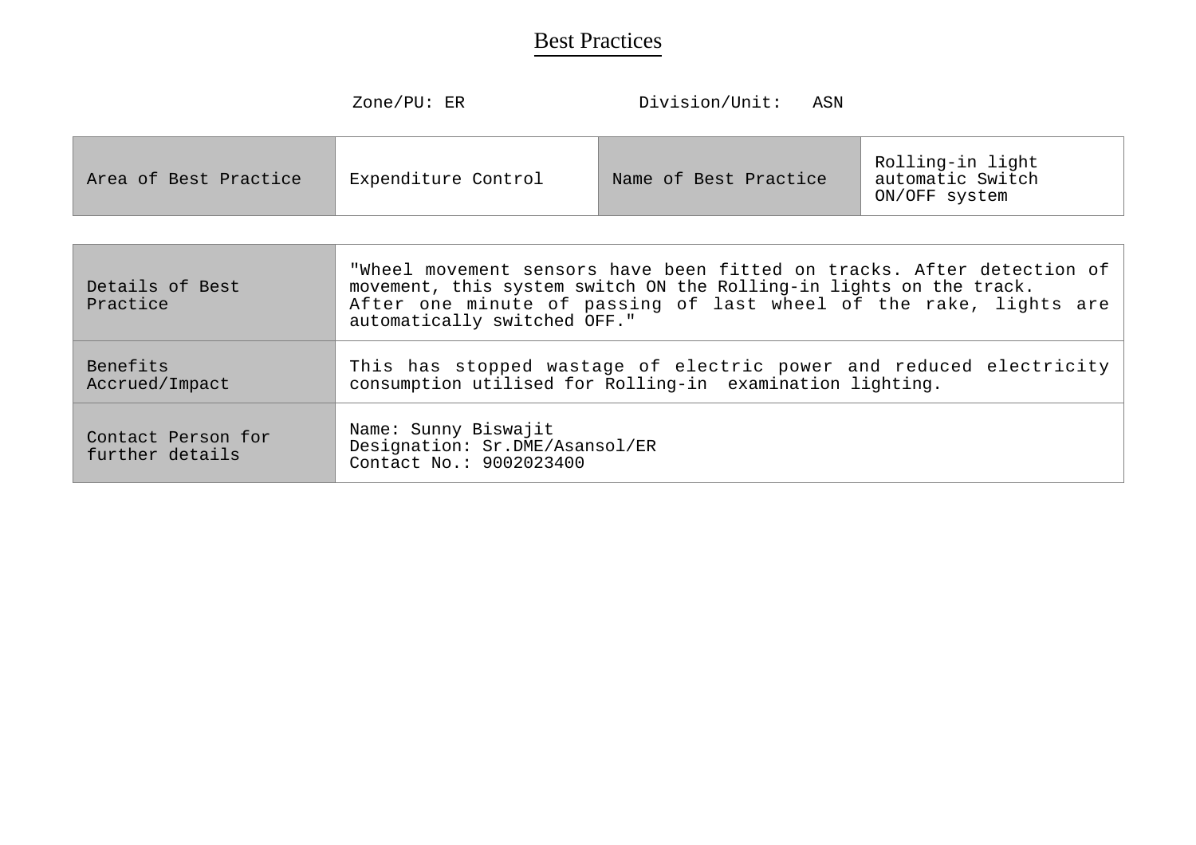# Best Practices

Zone/PU: ER Division/Unit: ASN

| Area of Best Practice | Expenditure Control | Name of Best Practice | Rolling-in light automatic Switch ON/OFF system |
|---|---|---|---|

| | |
|---|---|
| Details of Best Practice | "Wheel movement sensors have been fitted on tracks. After detection of movement, this system switch ON the Rolling-in lights on the track. After one minute of passing of last wheel of the rake, lights are automatically switched OFF." |
| Benefits Accrued/Impact | This has stopped wastage of electric power and reduced electricity consumption utilised for Rolling-in examination lighting. |
| Contact Person for further details | Name: Sunny Biswajit<br>Designation: Sr.DME/Asansol/ER<br>Contact No.: 9002023400 |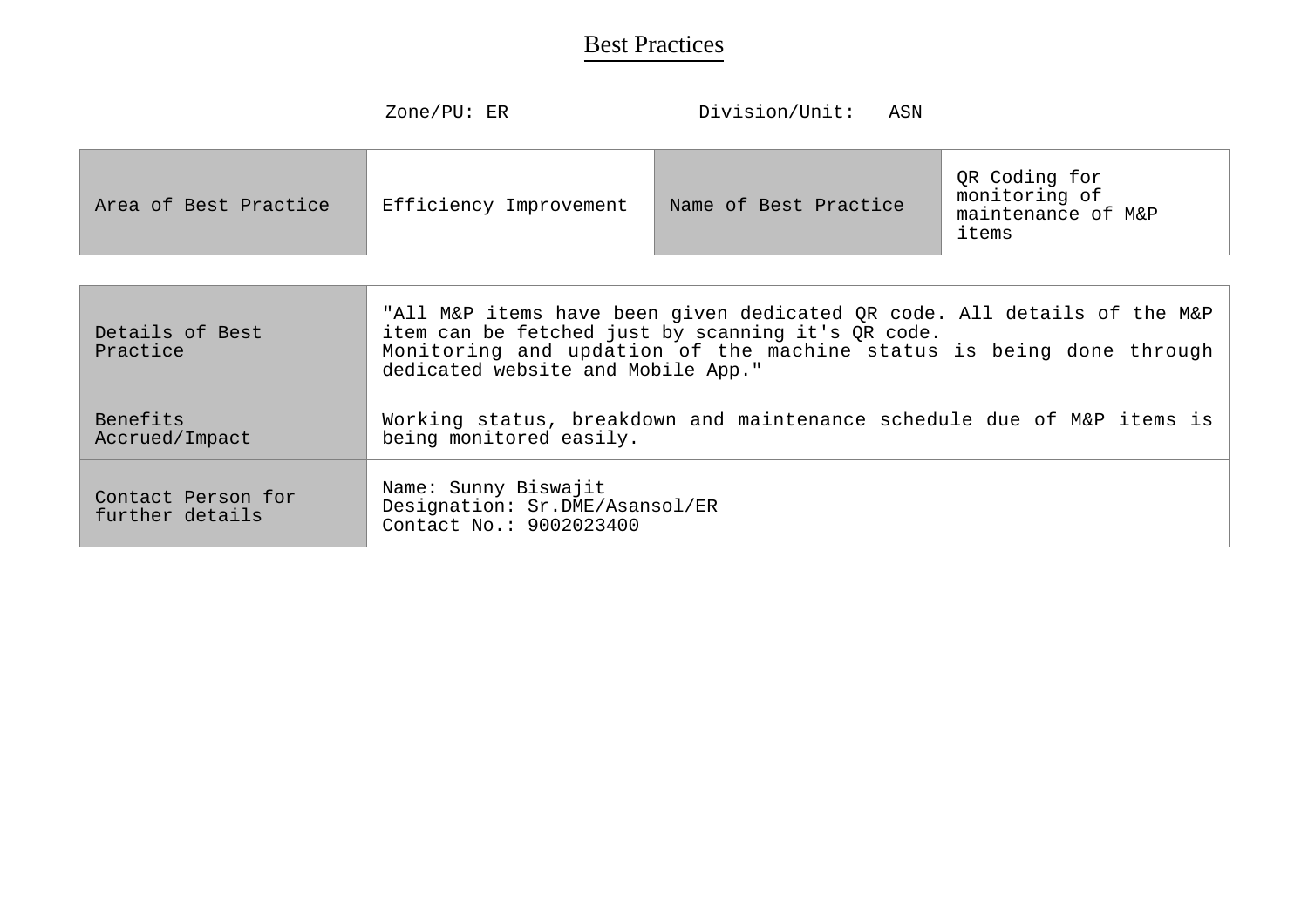# Best Practices

Zone/PU: ER Division/Unit: ASN

| Area of Best Practice | Efficiency Improvement | Name of Best Practice | QR Coding for monitoring of maintenance of M&P items |
|---|---|---|---|

| Details of Best Practice | "All M&P items have been given dedicated QR code. All details of the M&P item can be fetched just by scanning it's QR code.<br>Monitoring and updation of the machine status is being done through dedicated website and Mobile App." |
|---|---|
| Benefits Accrued/Impact | Working status, breakdown and maintenance schedule due of M&P items is being monitored easily. |
| Contact Person for further details | Name: Sunny Biswajit<br>Designation: Sr.DME/Asansol/ER<br>Contact No.: 9002023400 |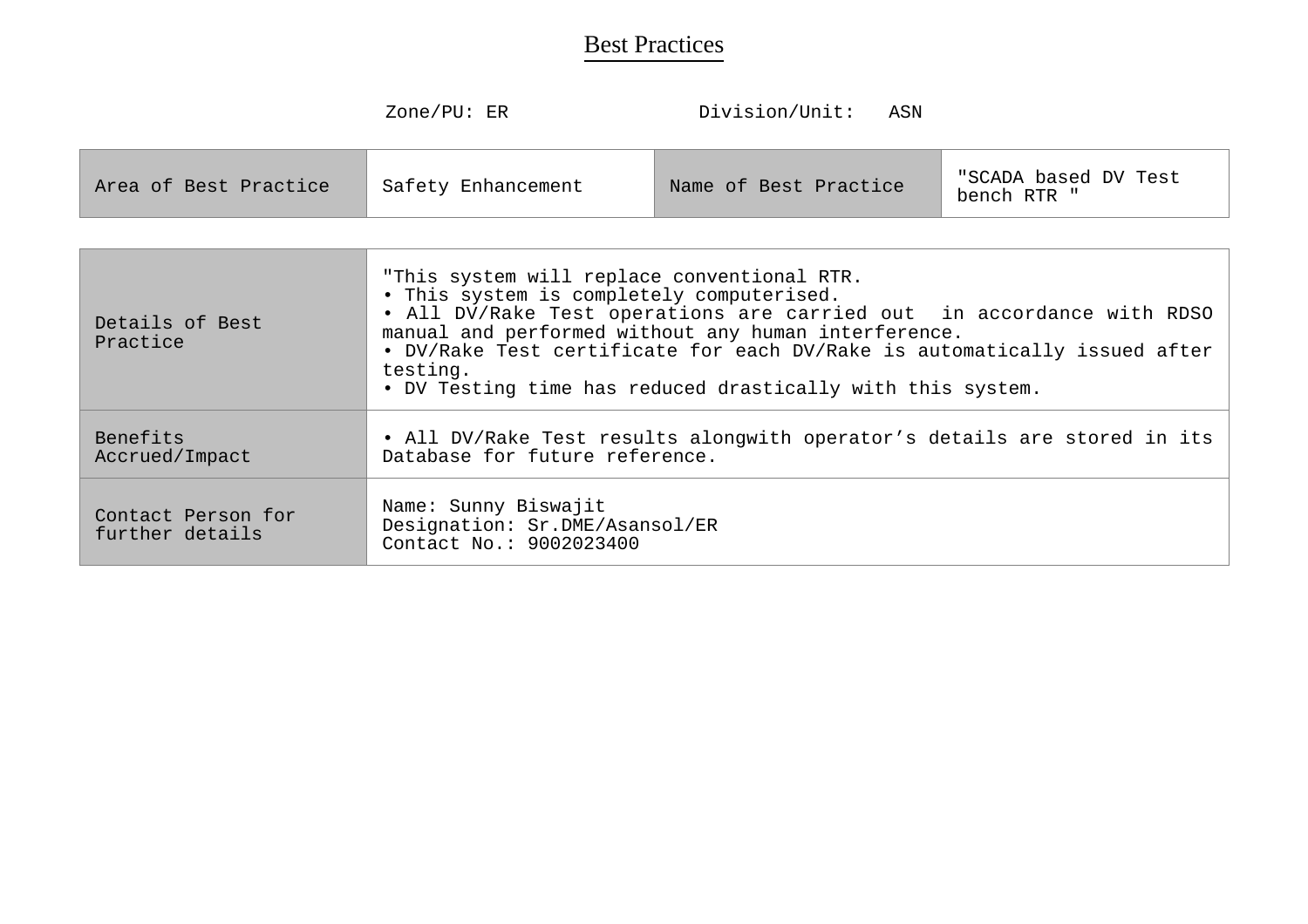# Best Practices

Zone/PU: ER Division/Unit: ASN

| Area of Best Practice | Safety Enhancement | Name of Best Practice | "SCADA based DV Test bench RTR " |
|---|---|---|---|

| | |
|---|---|
| Details of Best Practice | "This system will replace conventional RTR.<br>• This system is completely computerised.<br>• All DV/Rake Test operations are carried out in accordance with RDSO manual and performed without any human interference.<br>• DV/Rake Test certificate for each DV/Rake is automatically issued after testing.<br>• DV Testing time has reduced drastically with this system. |
| Benefits Accrued/Impact | • All DV/Rake Test results alongwith operator's details are stored in its Database for future reference. |
| Contact Person for further details | Name: Sunny Biswajit<br>Designation: Sr.DME/Asansol/ER<br>Contact No.: 9002023400 |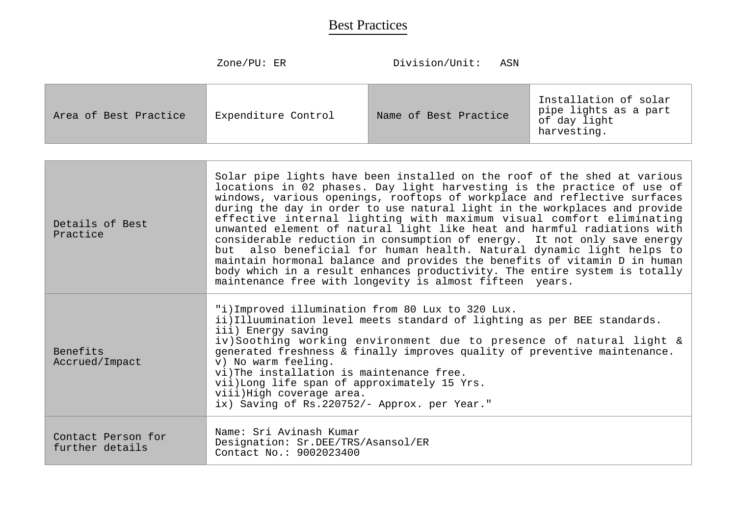# Best Practices

Zone/PU: ER Division/Unit: ASN

| Area of Best Practice | Expenditure Control | Name of Best Practice | Installation of solar pipe lights as a part of day light harvesting. |
|---|---|---|---|

| | |
|---|---|
| Details of Best Practice | Solar pipe lights have been installed on the roof of the shed at various locations in 02 phases. Day light harvesting is the practice of use of windows, various openings, rooftops of workplace and reflective surfaces during the day in order to use natural light in the workplaces and provide effective internal lighting with maximum visual comfort eliminating unwanted element of natural light like heat and harmful radiations with considerable reduction in consumption of energy. It not only save energy but also beneficial for human health. Natural dynamic light helps to maintain hormonal balance and provides the benefits of vitamin D in human body which in a result enhances productivity. The entire system is totally maintenance free with longevity is almost fifteen years. |
| Benefits Accrued/Impact | "i)Improved illumination from 80 Lux to 320 Lux.<br>ii)Illuumination level meets standard of lighting as per BEE standards.<br>iii) Energy saving<br>iv)Soothing working environment due to presence of natural light & generated freshness & finally improves quality of preventive maintenance.<br>v) No warm feeling.<br>vi)The installation is maintenance free.<br>vii)Long life span of approximately 15 Yrs.<br>viii)High coverage area.<br>ix) Saving of Rs.220752/- Approx. per Year." |
| Contact Person for further details | Name: Sri Avinash Kumar<br>Designation: Sr.DEE/TRS/Asansol/ER<br>Contact No.: 9002023400 |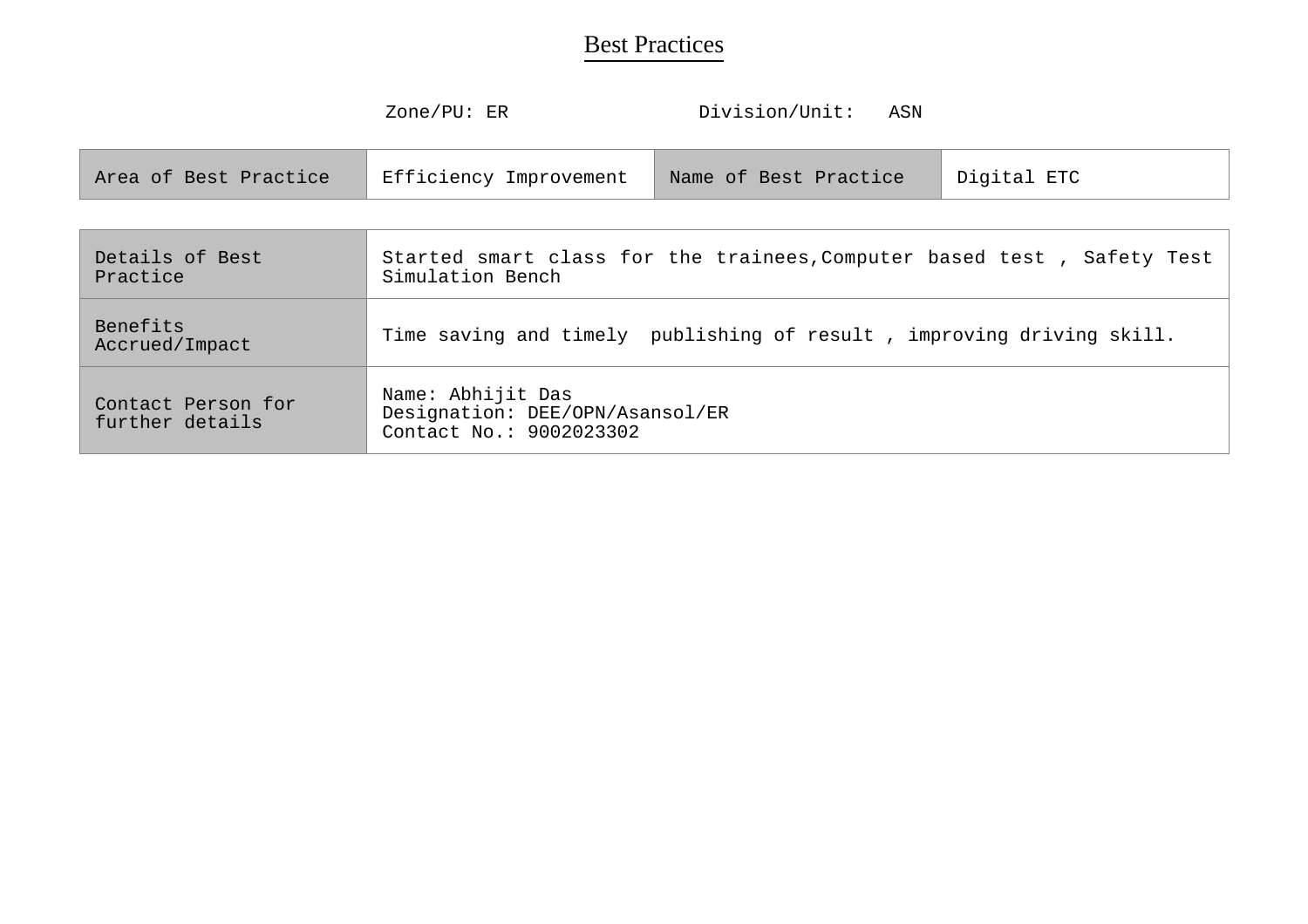# Best Practices

Zone/PU: ER Division/Unit: ASN

| Area of Best Practice | Efficiency Improvement | Name of Best Practice | Digital ETC |
|---|---|---|---|

| | |
|---|---|
| Details of Best Practice | Started smart class for the trainees,Computer based test , Safety Test Simulation Bench |
| Benefits Accrued/Impact | Time saving and timely publishing of result , improving driving skill. |
| Contact Person for further details | Name: Abhijit Das<br>Designation: DEE/OPN/Asansol/ER<br>Contact No.: 9002023302 |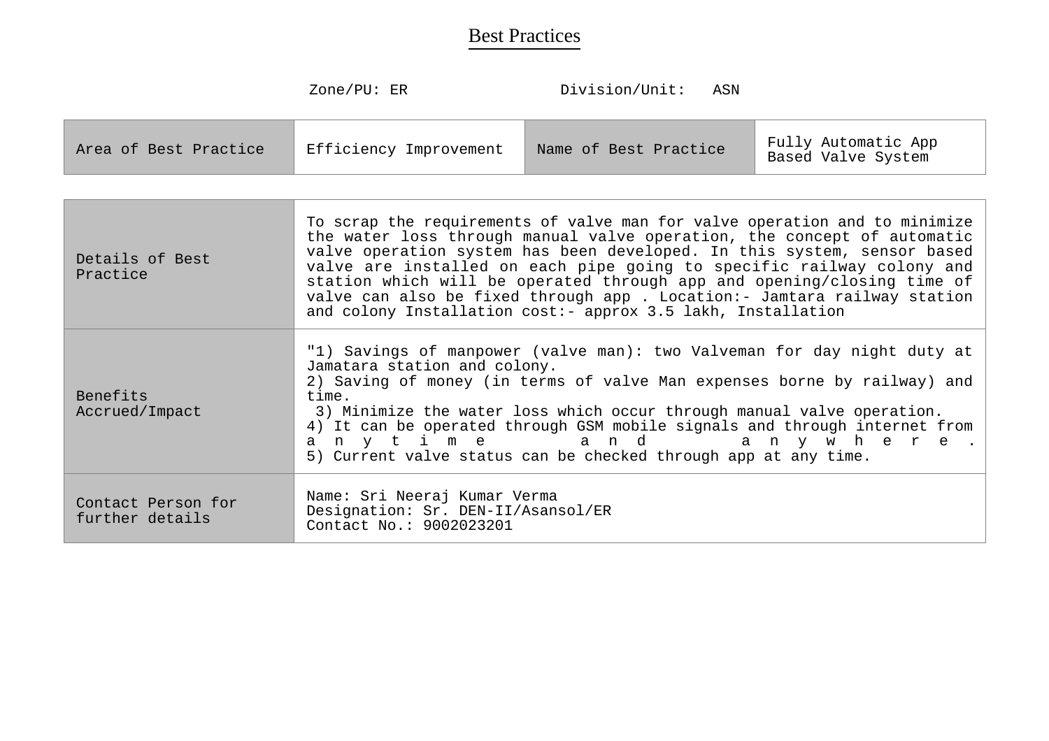# Best Practices

Zone/PU: ER Division/Unit: ASN

| Area of Best Practice | Efficiency Improvement | Name of Best Practice | Fully Automatic App Based Valve System |
|---|---|---|---|

| | |
|---|---|
| Details of Best Practice | To scrap the requirements of valve man for valve operation and to minimize the water loss through manual valve operation, the concept of automatic valve operation system has been developed. In this system, sensor based valve are installed on each pipe going to specific railway colony and station which will be operated through app and opening/closing time of valve can also be fixed through app . Location:- Jamtara railway station and colony Installation cost:- approx 3.5 lakh, Installation |
| Benefits Accrued/Impact | "1) Savings of manpower (valve man): two Valveman for day night duty at Jamatara station and colony.<br>2) Saving of money (in terms of valve Man expenses borne by railway) and time.<br>3) Minimize the water loss which occur through manual valve operation.<br>4) It can be operated through GSM mobile signals and through internet from anytime and anywhere.<br>5) Current valve status can be checked through app at any time. |
| Contact Person for further details | Name: Sri Neeraj Kumar Verma<br>Designation: Sr. DEN-II/Asansol/ER<br>Contact No.: 9002023201 |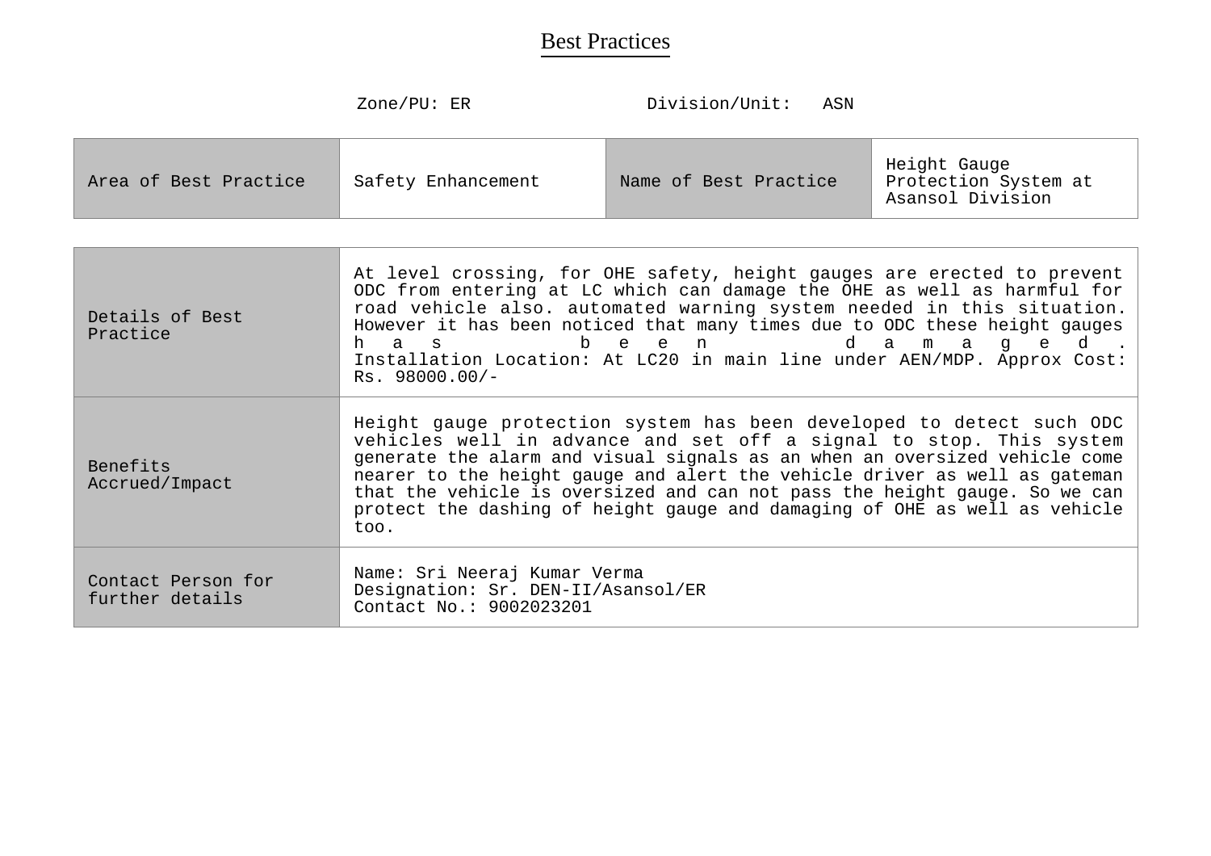# Best Practices

Zone/PU: ER Division/Unit: ASN

| Area of Best Practice | Safety Enhancement | Name of Best Practice | Height Gauge Protection System at Asansol Division |
|---|---|---|---|

| | |
|---|---|
| Details of Best Practice | At level crossing, for OHE safety, height gauges are erected to prevent ODC from entering at LC which can damage the OHE as well as harmful for road vehicle also. automated warning system needed in this situation. However it has been noticed that many times due to ODC these height gauges has been damaged. Installation Location: At LC20 in main line under AEN/MDP. Approx Cost: Rs. 98000.00/- |
| Benefits Accrued/Impact | Height gauge protection system has been developed to detect such ODC vehicles well in advance and set off a signal to stop. This system generate the alarm and visual signals as an when an oversized vehicle come nearer to the height gauge and alert the vehicle driver as well as gateman that the vehicle is oversized and can not pass the height gauge. So we can protect the dashing of height gauge and damaging of OHE as well as vehicle too. |
| Contact Person for further details | Name: Sri Neeraj Kumar Verma<br>Designation: Sr. DEN-II/Asansol/ER<br>Contact No.: 9002023201 |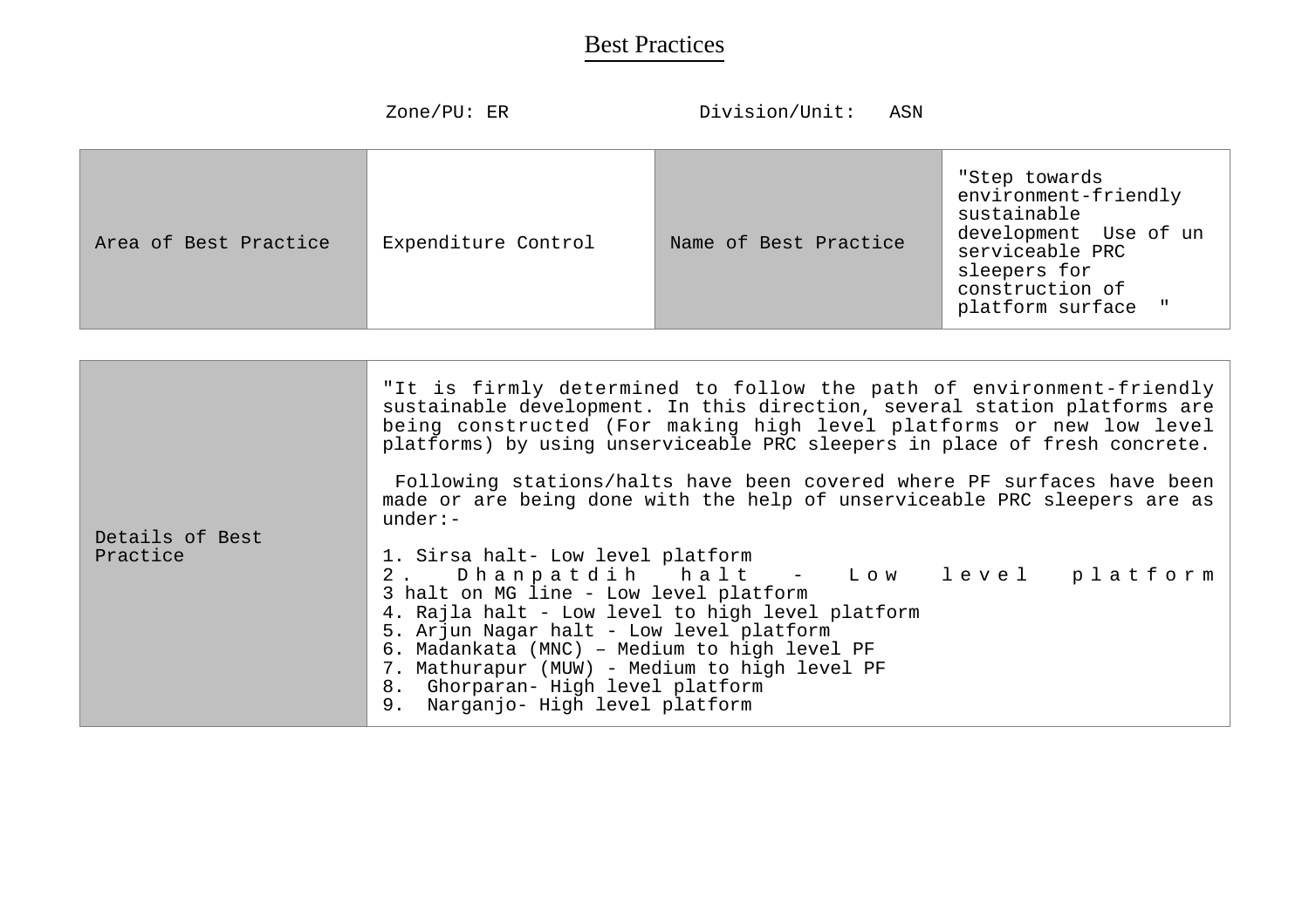# Best Practices

Zone/PU: ER Division/Unit: ASN

| Area of Best Practice | Expenditure Control | Name of Best Practice | "Step towards environment-friendly sustainable development Use of un serviceable PRC sleepers for construction of platform surface " |
|---|---|---|---|

| Details of Best Practice | "It is firmly determined to follow the path of environment-friendly sustainable development. In this direction, several station platforms are being constructed (For making high level platforms or new low level platforms) by using unserviceable PRC sleepers in place of fresh concrete.<br><br>Following stations/halts have been covered where PF surfaces have been made or are being done with the help of unserviceable PRC sleepers are as under:-<br><br>1. Sirsa halt- Low level platform<br>2. Dhanpatdih halt - Low level platform<br>3 halt on MG line - Low level platform<br>4. Rajla halt - Low level to high level platform<br>5. Arjun Nagar halt - Low level platform<br>6. Madankata (MNC) – Medium to high level PF<br>7. Mathurapur (MUW) - Medium to high level PF<br>8. Ghorparan- High level platform<br>9. Narganjo- High level platform |
|---|---|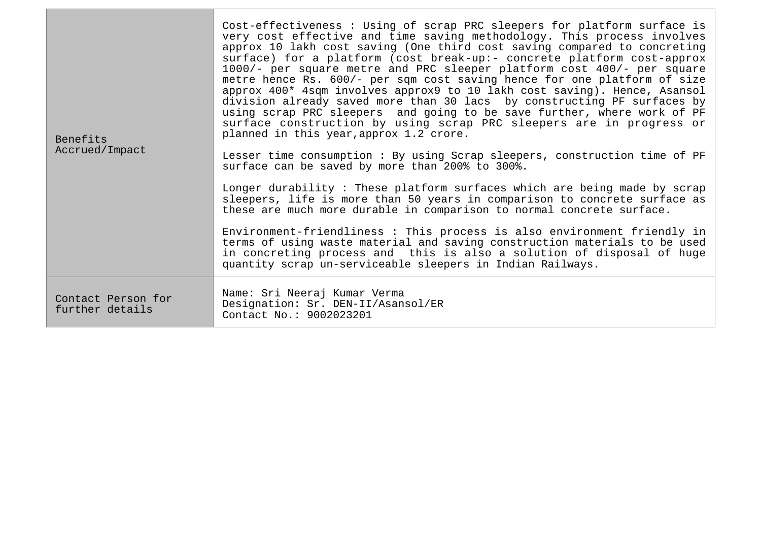| Benefits Accrued/Impact | Cost-effectiveness : Using of scrap PRC sleepers for platform surface is very cost effective and time saving methodology. This process involves approx 10 lakh cost saving (One third cost saving compared to concreting surface) for a platform (cost break-up:- concrete platform cost-approx 1000/- per square metre and PRC sleeper platform cost 400/- per square metre hence Rs. 600/- per sqm cost saving hence for one platform of size approx 400* 4sqm involves approx9 to 10 lakh cost saving). Hence, Asansol division already saved more than 30 lacs by constructing PF surfaces by using scrap PRC sleepers and going to be save further, where work of PF surface construction by using scrap PRC sleepers are in progress or planned in this year,approx 1.2 crore.<br><br>Lesser time consumption : By using Scrap sleepers, construction time of PF surface can be saved by more than 200% to 300%.<br><br>Longer durability : These platform surfaces which are being made by scrap sleepers, life is more than 50 years in comparison to concrete surface as these are much more durable in comparison to normal concrete surface.<br><br>Environment-friendliness : This process is also environment friendly in terms of using waste material and saving construction materials to be used in concreting process and this is also a solution of disposal of huge quantity scrap un-serviceable sleepers in Indian Railways. |
|---|---|
| Contact Person for further details | Name: Sri Neeraj Kumar Verma<br>Designation: Sr. DEN-II/Asansol/ER<br>Contact No.: 9002023201 |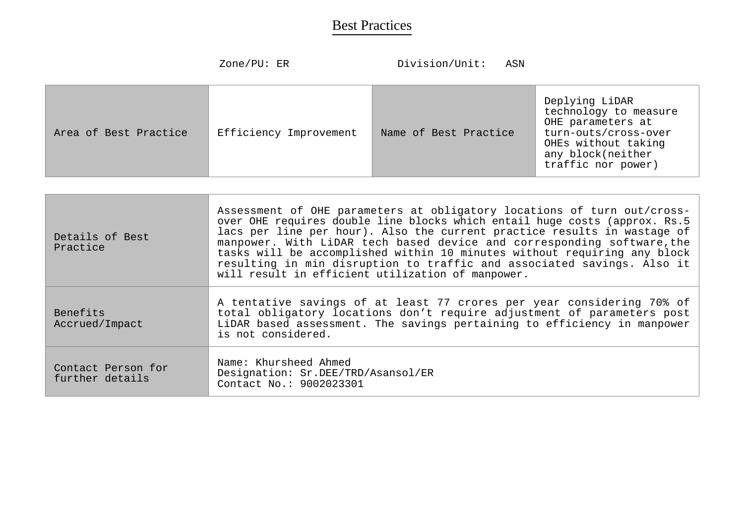# Best Practices

Zone/PU: ER Division/Unit: ASN

| Area of Best Practice | Efficiency Improvement | Name of Best Practice | Deplying LiDAR technology to measure OHE parameters at turn-outs/cross-over OHEs without taking any block(neither traffic nor power) |
|---|---|---|---|

| | |
|---|---|
| Details of Best Practice | Assessment of OHE parameters at obligatory locations of turn out/cross-over OHE requires double line blocks which entail huge costs (approx. Rs.5 lacs per line per hour). Also the current practice results in wastage of manpower. With LiDAR tech based device and corresponding software,the tasks will be accomplished within 10 minutes without requiring any block resulting in min disruption to traffic and associated savings. Also it will result in efficient utilization of manpower. |
| Benefits Accrued/Impact | A tentative savings of at least 77 crores per year considering 70% of total obligatory locations don't require adjustment of parameters post LiDAR based assessment. The savings pertaining to efficiency in manpower is not considered. |
| Contact Person for further details | Name: Khursheed Ahmed<br>Designation: Sr.DEE/TRD/Asansol/ER<br>Contact No.: 9002023301 |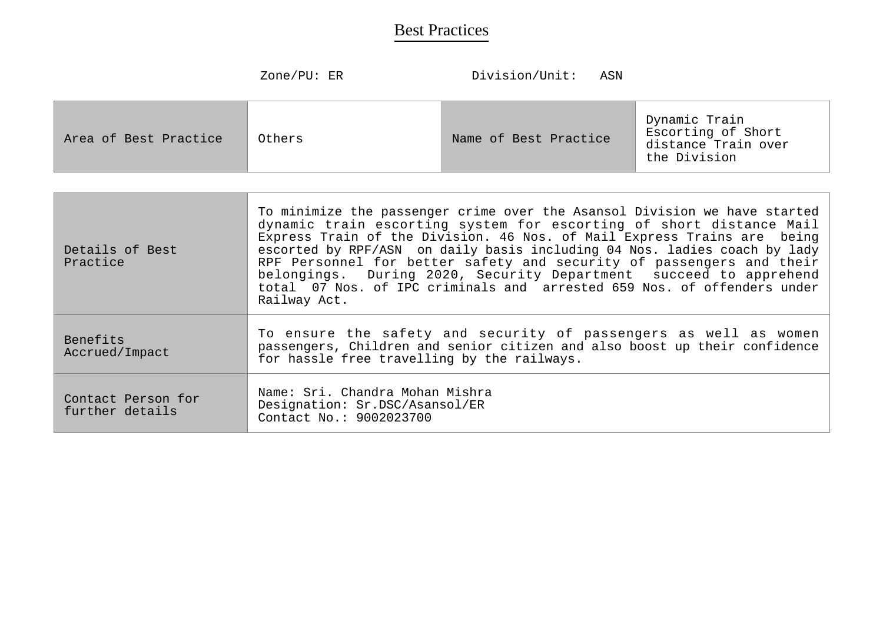# Best Practices

Zone/PU: ER Division/Unit: ASN

| Area of Best Practice | Others | Name of Best Practice | Dynamic Train Escorting of Short distance Train over the Division |
|---|---|---|---|

| | |
|---|---|
| Details of Best Practice | To minimize the passenger crime over the Asansol Division we have started dynamic train escorting system for escorting of short distance Mail Express Train of the Division. 46 Nos. of Mail Express Trains are being escorted by RPF/ASN on daily basis including 04 Nos. ladies coach by lady RPF Personnel for better safety and security of passengers and their belongings. During 2020, Security Department succeed to apprehend total 07 Nos. of IPC criminals and arrested 659 Nos. of offenders under Railway Act. |
| Benefits Accrued/Impact | To ensure the safety and security of passengers as well as women passengers, Children and senior citizen and also boost up their confidence for hassle free travelling by the railways. |
| Contact Person for further details | Name: Sri. Chandra Mohan Mishra<br>Designation: Sr.DSC/Asansol/ER<br>Contact No.: 9002023700 |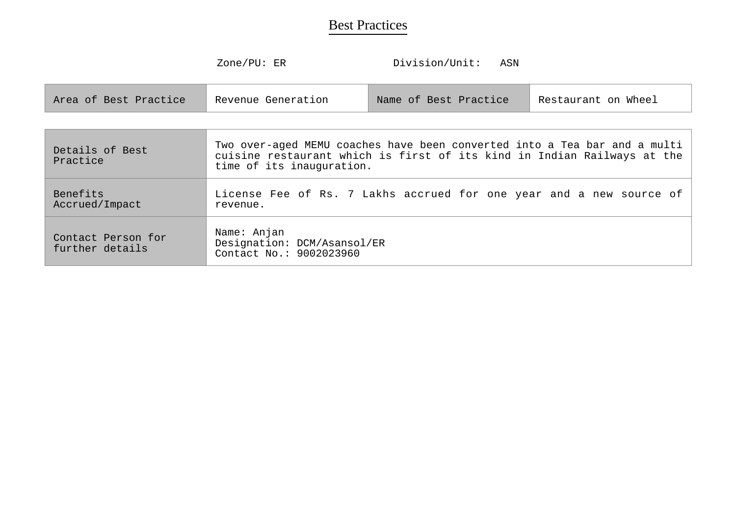# Best Practices

Zone/PU: ER Division/Unit: ASN

| Area of Best Practice | Revenue Generation | Name of Best Practice | Restaurant on Wheel |
|---|---|---|---|

| | |
|---|---|
| Details of Best Practice | Two over-aged MEMU coaches have been converted into a Tea bar and a multi cuisine restaurant which is first of its kind in Indian Railways at the time of its inauguration. |
| Benefits Accrued/Impact | License Fee of Rs. 7 Lakhs accrued for one year and a new source of revenue. |
| Contact Person for further details | Name: Anjan<br>Designation: DCM/Asansol/ER<br>Contact No.: 9002023960 |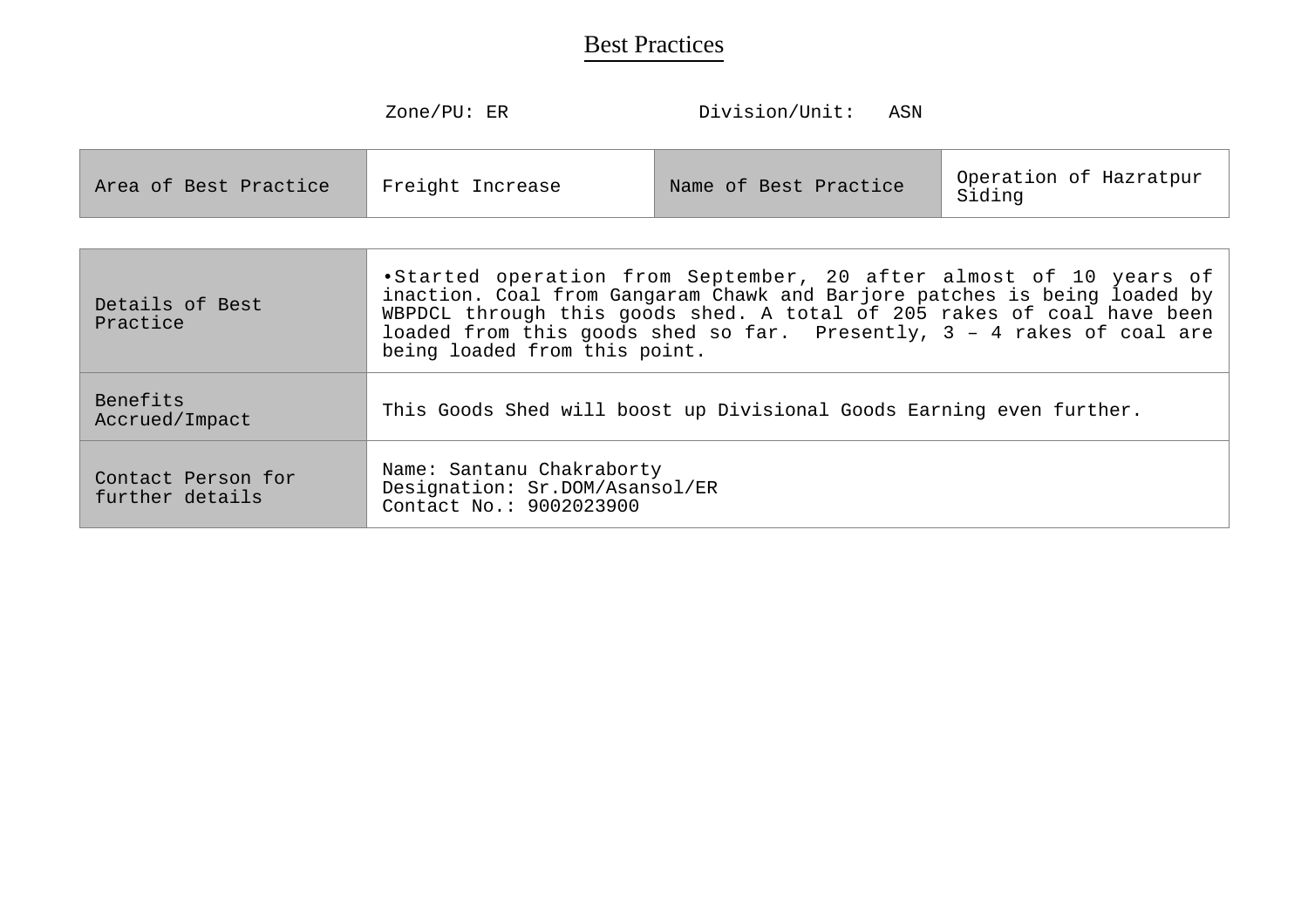# Best Practices

Zone/PU: ER Division/Unit: ASN

| Area of Best Practice | Freight Increase | Name of Best Practice | Operation of Hazratpur Siding |
|---|---|---|---|

| | |
|---|---|
| Details of Best Practice | •Started operation from September, 20 after almost of 10 years of inaction. Coal from Gangaram Chawk and Barjore patches is being loaded by WBPDCL through this goods shed. A total of 205 rakes of coal have been loaded from this goods shed so far. Presently, 3 – 4 rakes of coal are being loaded from this point. |
| Benefits Accrued/Impact | This Goods Shed will boost up Divisional Goods Earning even further. |
| Contact Person for further details | Name: Santanu Chakraborty<br>Designation: Sr.DOM/Asansol/ER<br>Contact No.: 9002023900 |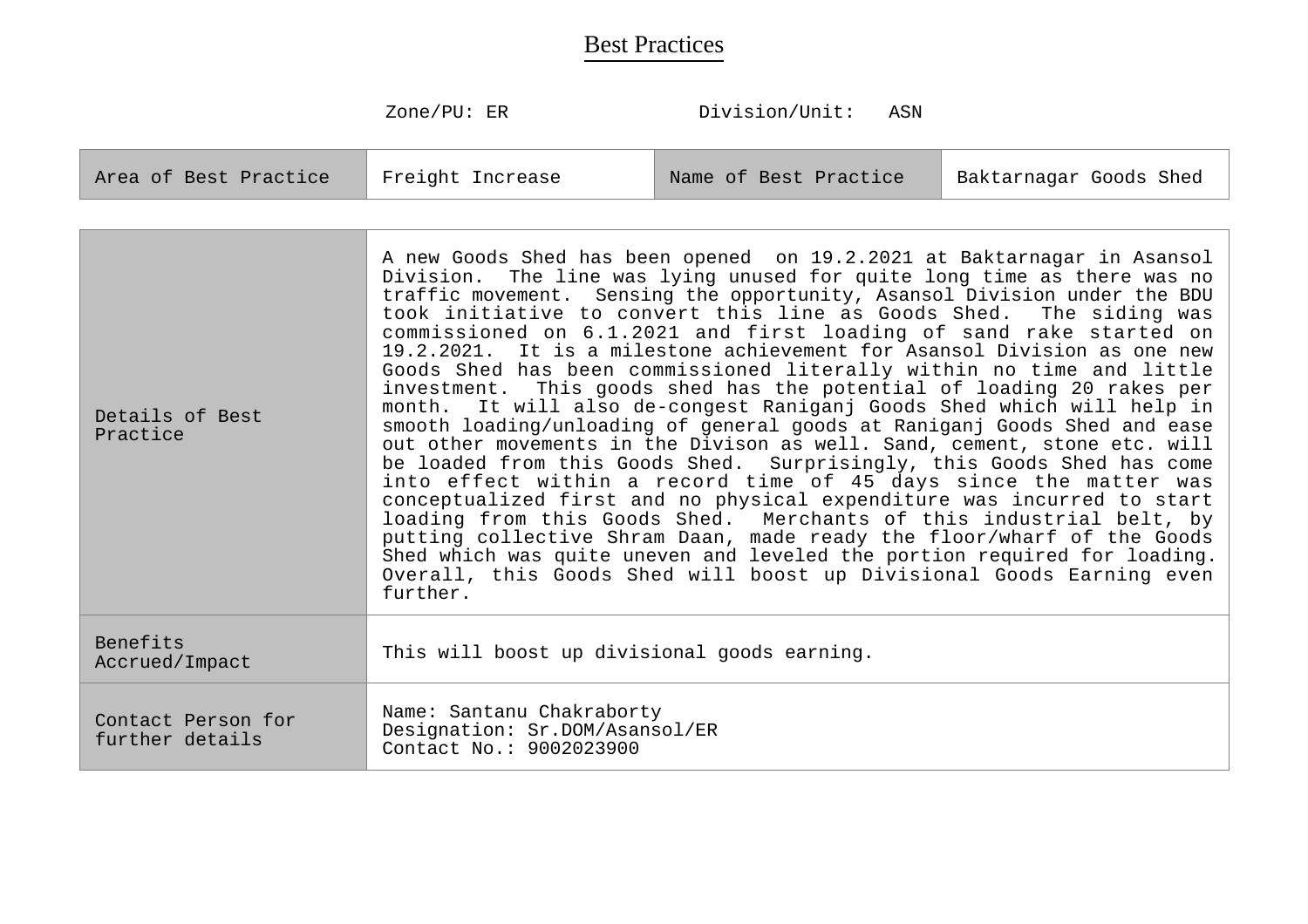# Best Practices

Zone/PU: ER Division/Unit: ASN

| | | | |
|---|---|---|---|
| Area of Best Practice | Freight Increase | Name of Best Practice | Baktarnagar Goods Shed |

| | |
|---|---|
| Details of Best Practice | A new Goods Shed has been opened on 19.2.2021 at Baktarnagar in Asansol Division. The line was lying unused for quite long time as there was no traffic movement. Sensing the opportunity, Asansol Division under the BDU took initiative to convert this line as Goods Shed. The siding was commissioned on 6.1.2021 and first loading of sand rake started on 19.2.2021. It is a milestone achievement for Asansol Division as one new Goods Shed has been commissioned literally within no time and little investment. This goods shed has the potential of loading 20 rakes per month. It will also de-congest Raniganj Goods Shed which will help in smooth loading/unloading of general goods at Raniganj Goods Shed and ease out other movements in the Divison as well. Sand, cement, stone etc. will be loaded from this Goods Shed. Surprisingly, this Goods Shed has come into effect within a record time of 45 days since the matter was conceptualized first and no physical expenditure was incurred to start loading from this Goods Shed. Merchants of this industrial belt, by putting collective Shram Daan, made ready the floor/wharf of the Goods Shed which was quite uneven and leveled the portion required for loading. Overall, this Goods Shed will boost up Divisional Goods Earning even further. |
| Benefits Accrued/Impact | This will boost up divisional goods earning. |
| Contact Person for further details | Name: Santanu Chakraborty<br>Designation: Sr.DOM/Asansol/ER<br>Contact No.: 9002023900 |